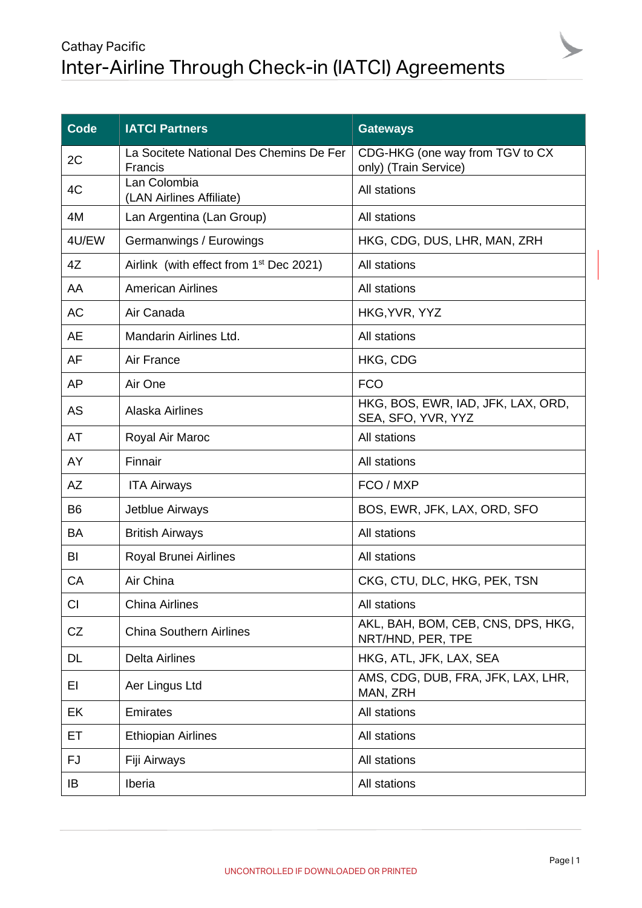Cathay Pacific

# Inter-Airline Through Check-in (IATCI) Agreements

| Code | IATCI Partners | Gateways |
|---|---|---|
| 2C | La Socitete National Des Chemins De Fer Francis | CDG-HKG (one way from TGV to CX only) (Train Service) |
| 4C | Lan Colombia (LAN Airlines Affiliate) | All stations |
| 4M | Lan Argentina (Lan Group) | All stations |
| 4U/EW | Germanwings / Eurowings | HKG, CDG, DUS, LHR, MAN, ZRH |
| 4Z | Airlink (with effect from 1st Dec 2021) | All stations |
| AA | American Airlines | All stations |
| AC | Air Canada | HKG,YVR, YYZ |
| AE | Mandarin Airlines Ltd. | All stations |
| AF | Air France | HKG, CDG |
| AP | Air One | FCO |
| AS | Alaska Airlines | HKG, BOS, EWR, IAD, JFK, LAX, ORD, SEA, SFO, YVR, YYZ |
| AT | Royal Air Maroc | All stations |
| AY | Finnair | All stations |
| AZ | ITA Airways | FCO / MXP |
| B6 | Jetblue Airways | BOS, EWR, JFK, LAX, ORD, SFO |
| BA | British Airways | All stations |
| BI | Royal Brunei Airlines | All stations |
| CA | Air China | CKG, CTU, DLC, HKG, PEK, TSN |
| CI | China Airlines | All stations |
| CZ | China Southern Airlines | AKL, BAH, BOM, CEB, CNS, DPS, HKG, NRT/HND, PER, TPE |
| DL | Delta Airlines | HKG, ATL, JFK, LAX, SEA |
| EI | Aer Lingus Ltd | AMS, CDG, DUB, FRA, JFK, LAX, LHR, MAN, ZRH |
| EK | Emirates | All stations |
| ET | Ethiopian Airlines | All stations |
| FJ | Fiji Airways | All stations |
| IB | Iberia | All stations |

UNCONTROLLED IF DOWNLOADED OR PRINTED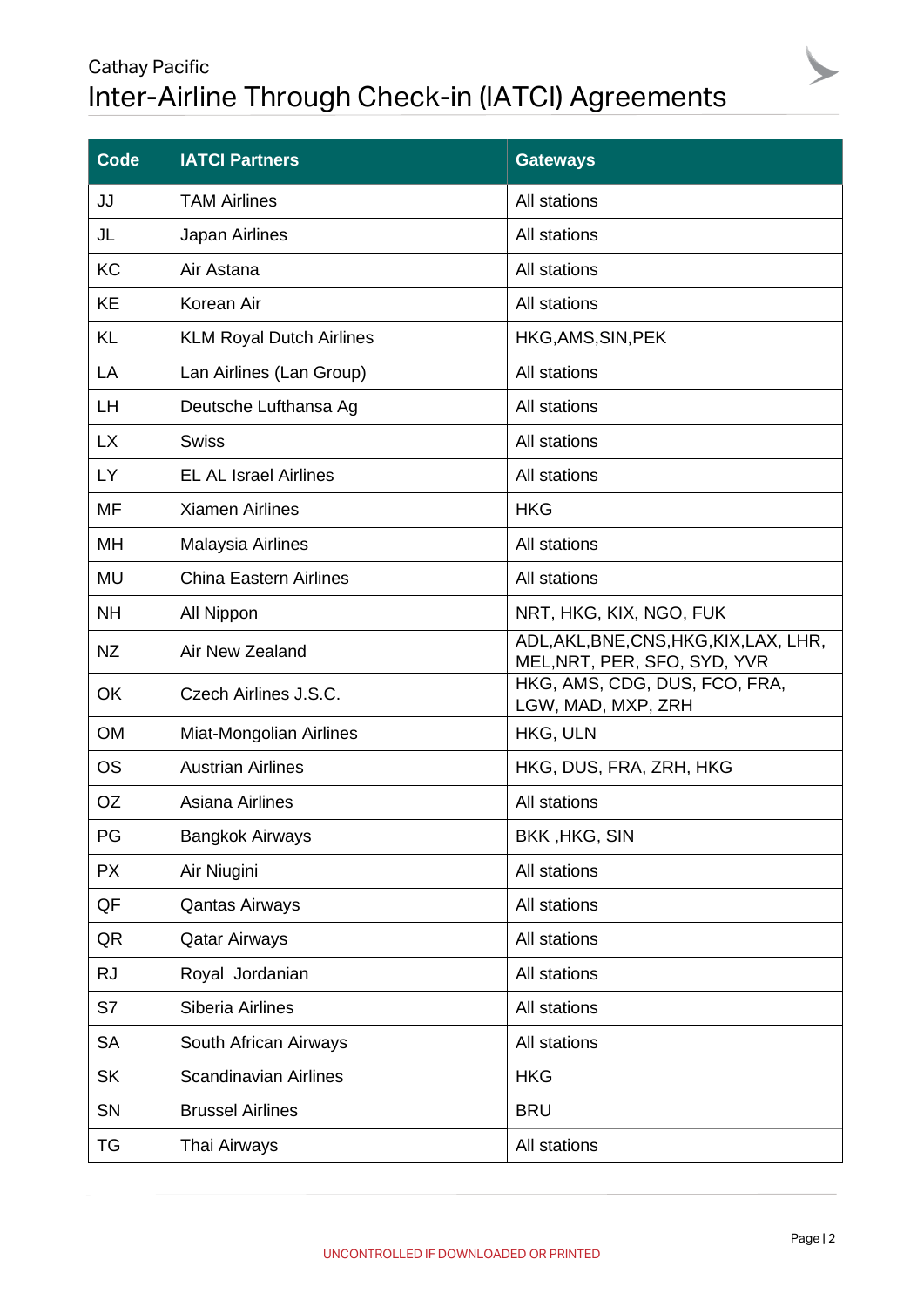Cathay Pacific

# Inter-Airline Through Check-in (IATCI) Agreements

| Code | IATCI Partners | Gateways |
|---|---|---|
| JJ | TAM Airlines | All stations |
| JL | Japan Airlines | All stations |
| KC | Air Astana | All stations |
| KE | Korean Air | All stations |
| KL | KLM Royal Dutch Airlines | HKG,AMS,SIN,PEK |
| LA | Lan Airlines (Lan Group) | All stations |
| LH | Deutsche Lufthansa Ag | All stations |
| LX | Swiss | All stations |
| LY | EL AL Israel Airlines | All stations |
| MF | Xiamen Airlines | HKG |
| MH | Malaysia Airlines | All stations |
| MU | China Eastern Airlines | All stations |
| NH | All Nippon | NRT, HKG, KIX, NGO, FUK |
| NZ | Air New Zealand | ADL,AKL,BNE,CNS,HKG,KIX,LAX, LHR, MEL,NRT, PER, SFO, SYD, YVR |
| OK | Czech Airlines J.S.C. | HKG, AMS, CDG, DUS, FCO, FRA, LGW, MAD, MXP, ZRH |
| OM | Miat-Mongolian Airlines | HKG, ULN |
| OS | Austrian Airlines | HKG, DUS, FRA, ZRH, HKG |
| OZ | Asiana Airlines | All stations |
| PG | Bangkok Airways | BKK ,HKG, SIN |
| PX | Air Niugini | All stations |
| QF | Qantas Airways | All stations |
| QR | Qatar Airways | All stations |
| RJ | Royal Jordanian | All stations |
| S7 | Siberia Airlines | All stations |
| SA | South African Airways | All stations |
| SK | Scandinavian Airlines | HKG |
| SN | Brussel Airlines | BRU |
| TG | Thai Airways | All stations |

UNCONTROLLED IF DOWNLOADED OR PRINTED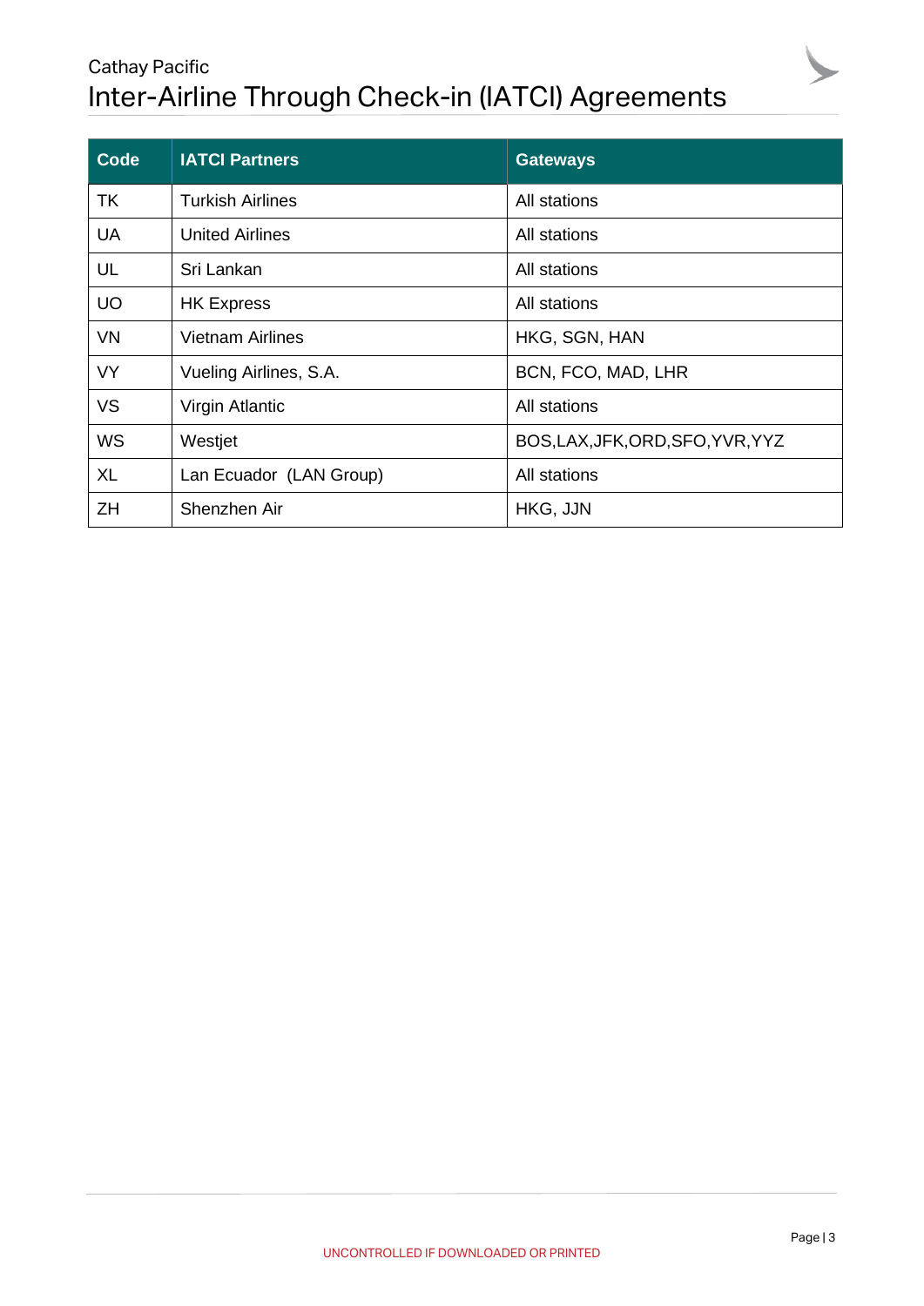| Code | IATCI Partners | Gateways |
|---|---|---|
| TK | Turkish Airlines | All stations |
| UA | United Airlines | All stations |
| UL | Sri Lankan | All stations |
| UO | HK Express | All stations |
| VN | Vietnam Airlines | HKG, SGN, HAN |
| VY | Vueling Airlines, S.A. | BCN, FCO, MAD, LHR |
| VS | Virgin Atlantic | All stations |
| WS | Westjet | BOS,LAX,JFK,ORD,SFO,YVR,YYZ |
| XL | Lan Ecuador (LAN Group) | All stations |
| ZH | Shenzhen Air | HKG, JJN |

UNCONTROLLED IF DOWNLOADED OR PRINTED